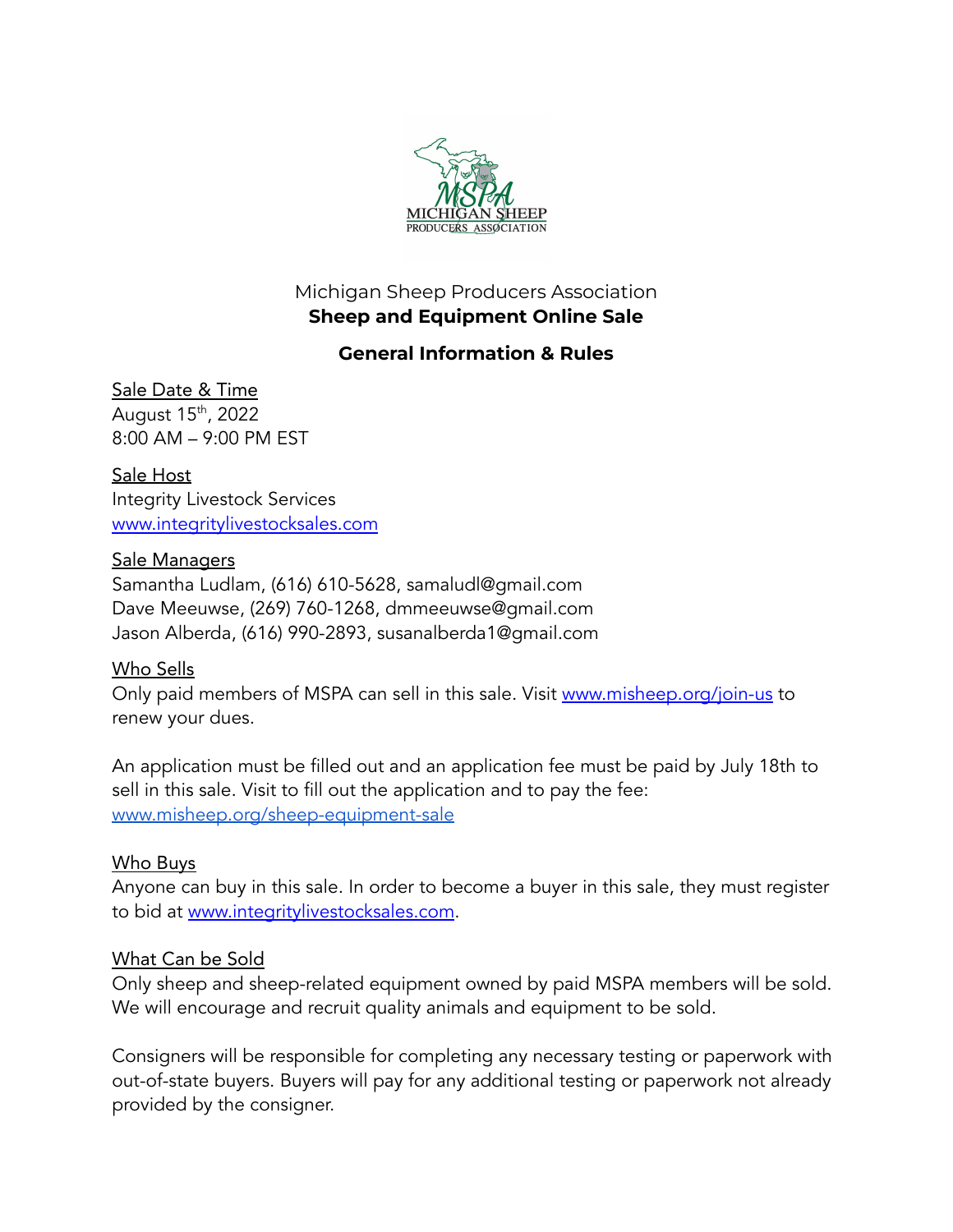Michigan Sheep Producers Association

**Sheep and Equipment Online Sale**

## General Information & Rules

Sale Date & Time

August 15th, 2022

8:00 AM – 9:00 PM EST

Sale Host

Integrity Livestock Services

www.integritylivestocksales.com

Sale Managers

Samantha Ludlam, (616) 610-5628, samaludl@gmail.com

Dave Meeuwse, (269) 760-1268, dmmeeuwse@gmail.com

Jason Alberda, (616) 990-2893, susanalberda1@gmail.com

Who Sells

Only paid members of MSPA can sell in this sale. Visit www.misheep.org/join-us to renew your dues.

An application must be filled out and an application fee must be paid by July 18th to sell in this sale. Visit to fill out the application and to pay the fee: www.misheep.org/sheep-equipment-sale

Who Buys

Anyone can buy in this sale. In order to become a buyer in this sale, they must register to bid at www.integritylivestocksales.com.

What Can be Sold

Only sheep and sheep-related equipment owned by paid MSPA members will be sold. We will encourage and recruit quality animals and equipment to be sold.

Consigners will be responsible for completing any necessary testing or paperwork with out-of-state buyers. Buyers will pay for any additional testing or paperwork not already provided by the consigner.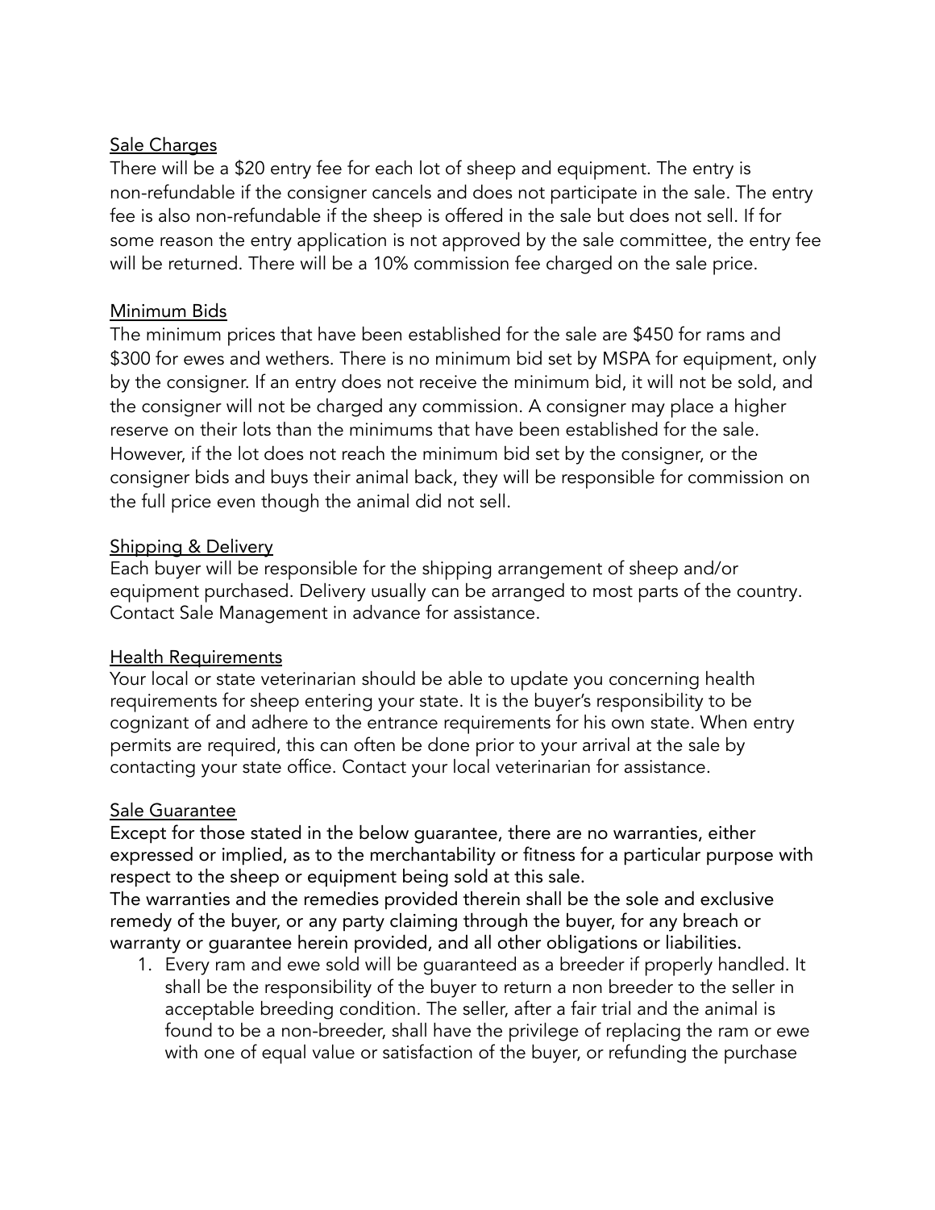<u>Sale Charges</u>

There will be a $20 entry fee for each lot of sheep and equipment. The entry is non-refundable if the consigner cancels and does not participate in the sale. The entry fee is also non-refundable if the sheep is offered in the sale but does not sell. If for some reason the entry application is not approved by the sale committee, the entry fee will be returned. There will be a 10% commission fee charged on the sale price.

<u>Minimum Bids</u>

The minimum prices that have been established for the sale are $450 for rams and $300 for ewes and wethers. There is no minimum bid set by MSPA for equipment, only by the consigner. If an entry does not receive the minimum bid, it will not be sold, and the consigner will not be charged any commission. A consigner may place a higher reserve on their lots than the minimums that have been established for the sale. However, if the lot does not reach the minimum bid set by the consigner, or the consigner bids and buys their animal back, they will be responsible for commission on the full price even though the animal did not sell.

<u>Shipping & Delivery</u>

Each buyer will be responsible for the shipping arrangement of sheep and/or equipment purchased. Delivery usually can be arranged to most parts of the country. Contact Sale Management in advance for assistance.

<u>Health Requirements</u>

Your local or state veterinarian should be able to update you concerning health requirements for sheep entering your state. It is the buyer's responsibility to be cognizant of and adhere to the entrance requirements for his own state. When entry permits are required, this can often be done prior to your arrival at the sale by contacting your state office. Contact your local veterinarian for assistance.

<u>Sale Guarantee</u>

Except for those stated in the below guarantee, there are no warranties, either expressed or implied, as to the merchantability or fitness for a particular purpose with respect to the sheep or equipment being sold at this sale.

The warranties and the remedies provided therein shall be the sole and exclusive remedy of the buyer, or any party claiming through the buyer, for any breach or warranty or guarantee herein provided, and all other obligations or liabilities.

1. Every ram and ewe sold will be guaranteed as a breeder if properly handled. It shall be the responsibility of the buyer to return a non breeder to the seller in acceptable breeding condition. The seller, after a fair trial and the animal is found to be a non-breeder, shall have the privilege of replacing the ram or ewe with one of equal value or satisfaction of the buyer, or refunding the purchase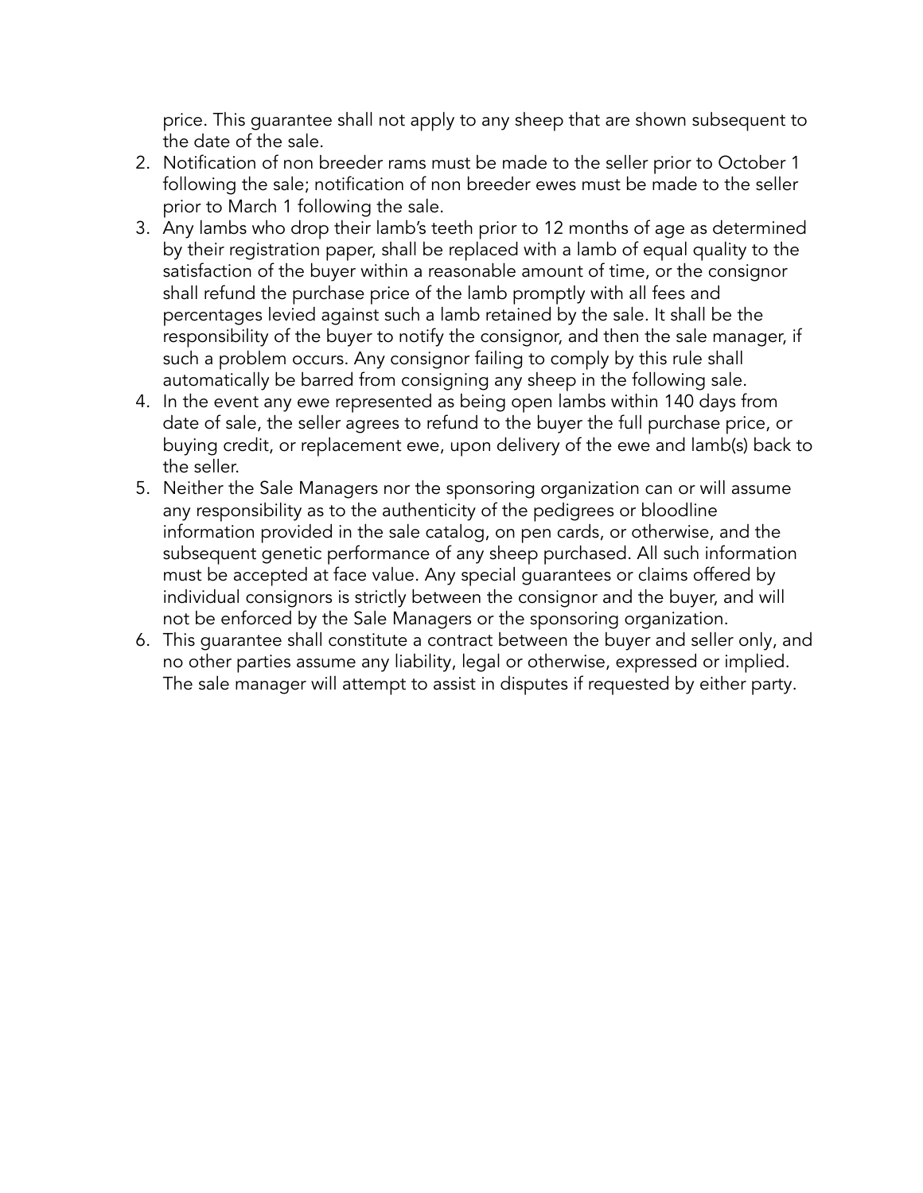price. This guarantee shall not apply to any sheep that are shown subsequent to the date of the sale.

2. Notification of non breeder rams must be made to the seller prior to October 1 following the sale; notification of non breeder ewes must be made to the seller prior to March 1 following the sale.
3. Any lambs who drop their lamb's teeth prior to 12 months of age as determined by their registration paper, shall be replaced with a lamb of equal quality to the satisfaction of the buyer within a reasonable amount of time, or the consignor shall refund the purchase price of the lamb promptly with all fees and percentages levied against such a lamb retained by the sale. It shall be the responsibility of the buyer to notify the consignor, and then the sale manager, if such a problem occurs. Any consignor failing to comply by this rule shall automatically be barred from consigning any sheep in the following sale.
4. In the event any ewe represented as being open lambs within 140 days from date of sale, the seller agrees to refund to the buyer the full purchase price, or buying credit, or replacement ewe, upon delivery of the ewe and lamb(s) back to the seller.
5. Neither the Sale Managers nor the sponsoring organization can or will assume any responsibility as to the authenticity of the pedigrees or bloodline information provided in the sale catalog, on pen cards, or otherwise, and the subsequent genetic performance of any sheep purchased. All such information must be accepted at face value. Any special guarantees or claims offered by individual consignors is strictly between the consignor and the buyer, and will not be enforced by the Sale Managers or the sponsoring organization.
6. This guarantee shall constitute a contract between the buyer and seller only, and no other parties assume any liability, legal or otherwise, expressed or implied. The sale manager will attempt to assist in disputes if requested by either party.